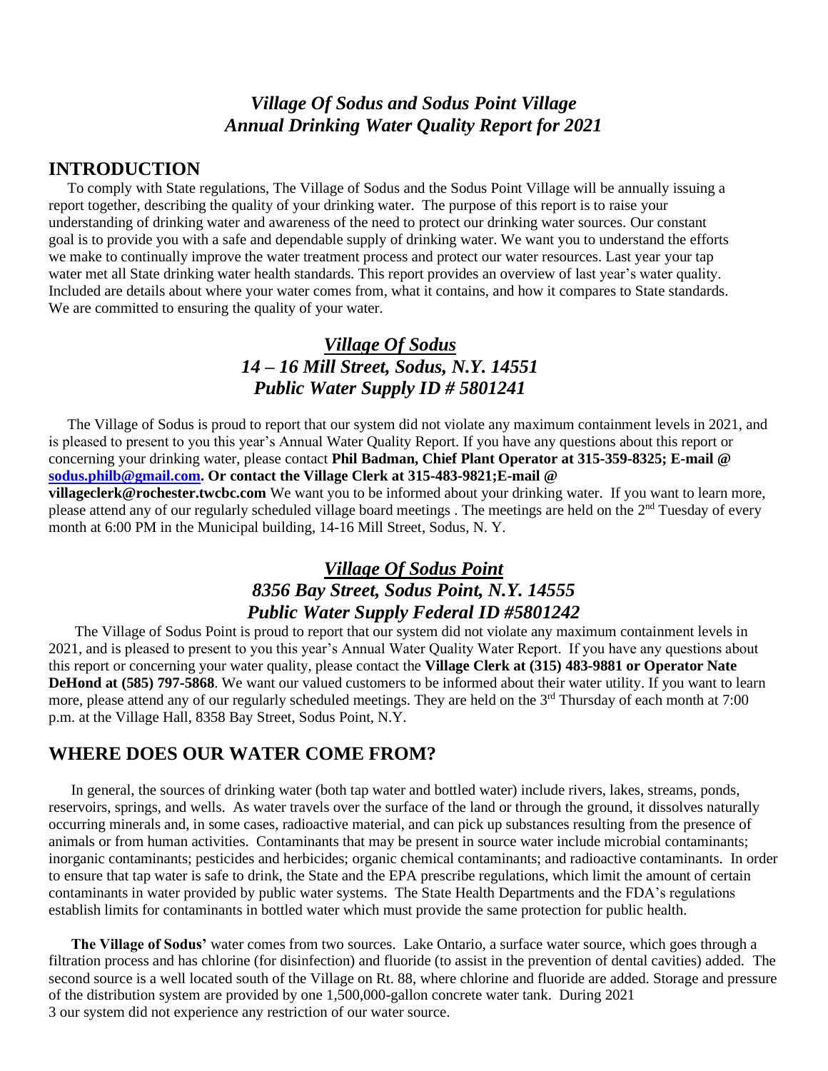# *Village Of Sodus and Sodus Point Village Annual Drinking Water Quality Report for 2021*

## INTRODUCTION

To comply with State regulations, The Village of Sodus and the Sodus Point Village will be annually issuing a report together, describing the quality of your drinking water. The purpose of this report is to raise your understanding of drinking water and awareness of the need to protect our drinking water sources. Our constant goal is to provide you with a safe and dependable supply of drinking water. We want you to understand the efforts we make to continually improve the water treatment process and protect our water resources. Last year your tap water met all State drinking water health standards. This report provides an overview of last year's water quality. Included are details about where your water comes from, what it contains, and how it compares to State standards. We are committed to ensuring the quality of your water.

### *Village Of Sodus*
### *14 – 16 Mill Street, Sodus, N.Y. 14551*
### *Public Water Supply ID # 5801241*

The Village of Sodus is proud to report that our system did not violate any maximum containment levels in 2021, and is pleased to present to you this year's Annual Water Quality Report. If you have any questions about this report or concerning your drinking water, please contact **Phil Badman, Chief Plant Operator at 315-359-8325; E-mail @ sodus.philb@gmail.com. Or contact the Village Clerk at 315-483-9821;E-mail @ villageclerk@rochester.twcbc.com** We want you to be informed about your drinking water. If you want to learn more, please attend any of our regularly scheduled village board meetings . The meetings are held on the 2nd Tuesday of every month at 6:00 PM in the Municipal building, 14-16 Mill Street, Sodus, N. Y.

### *Village Of Sodus Point*
### *8356 Bay Street, Sodus Point, N.Y. 14555*
### *Public Water Supply Federal ID #5801242*

The Village of Sodus Point is proud to report that our system did not violate any maximum containment levels in 2021, and is pleased to present to you this year's Annual Water Quality Water Report. If you have any questions about this report or concerning your water quality, please contact the **Village Clerk at (315) 483-9881 or Operator Nate DeHond at (585) 797-5868**. We want our valued customers to be informed about their water utility. If you want to learn more, please attend any of our regularly scheduled meetings. They are held on the 3rd Thursday of each month at 7:00 p.m. at the Village Hall, 8358 Bay Street, Sodus Point, N.Y.

## WHERE DOES OUR WATER COME FROM?

In general, the sources of drinking water (both tap water and bottled water) include rivers, lakes, streams, ponds, reservoirs, springs, and wells. As water travels over the surface of the land or through the ground, it dissolves naturally occurring minerals and, in some cases, radioactive material, and can pick up substances resulting from the presence of animals or from human activities. Contaminants that may be present in source water include microbial contaminants; inorganic contaminants; pesticides and herbicides; organic chemical contaminants; and radioactive contaminants. In order to ensure that tap water is safe to drink, the State and the EPA prescribe regulations, which limit the amount of certain contaminants in water provided by public water systems. The State Health Departments and the FDA's regulations establish limits for contaminants in bottled water which must provide the same protection for public health.

**The Village of Sodus'** water comes from two sources. Lake Ontario, a surface water source, which goes through a filtration process and has chlorine (for disinfection) and fluoride (to assist in the prevention of dental cavities) added. The second source is a well located south of the Village on Rt. 88, where chlorine and fluoride are added. Storage and pressure of the distribution system are provided by one 1,500,000-gallon concrete water tank. During 2021
3 our system did not experience any restriction of our water source.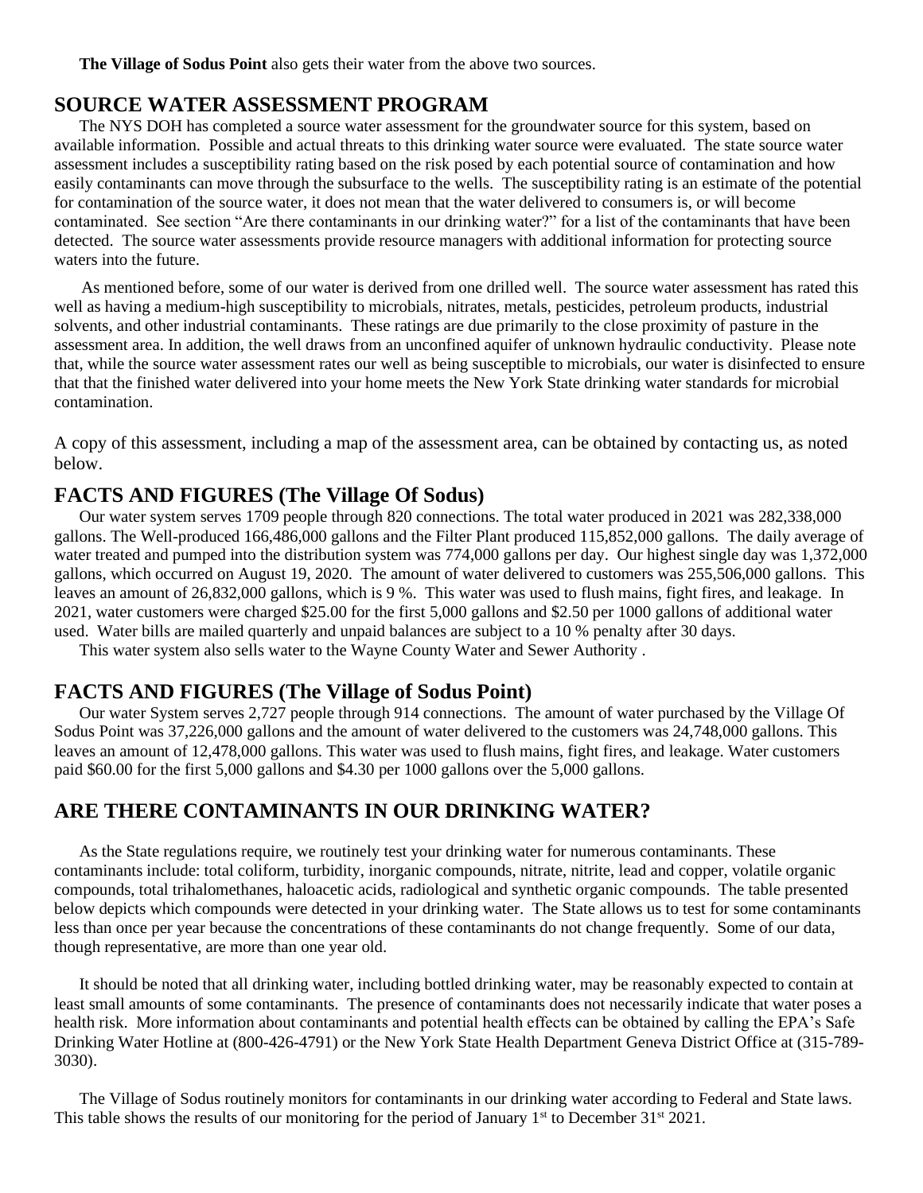**The Village of Sodus Point** also gets their water from the above two sources.

## SOURCE WATER ASSESSMENT PROGRAM

The NYS DOH has completed a source water assessment for the groundwater source for this system, based on available information. Possible and actual threats to this drinking water source were evaluated. The state source water assessment includes a susceptibility rating based on the risk posed by each potential source of contamination and how easily contaminants can move through the subsurface to the wells. The susceptibility rating is an estimate of the potential for contamination of the source water, it does not mean that the water delivered to consumers is, or will become contaminated. See section "Are there contaminants in our drinking water?" for a list of the contaminants that have been detected. The source water assessments provide resource managers with additional information for protecting source waters into the future.

As mentioned before, some of our water is derived from one drilled well. The source water assessment has rated this well as having a medium-high susceptibility to microbials, nitrates, metals, pesticides, petroleum products, industrial solvents, and other industrial contaminants. These ratings are due primarily to the close proximity of pasture in the assessment area. In addition, the well draws from an unconfined aquifer of unknown hydraulic conductivity. Please note that, while the source water assessment rates our well as being susceptible to microbials, our water is disinfected to ensure that that the finished water delivered into your home meets the New York State drinking water standards for microbial contamination.

A copy of this assessment, including a map of the assessment area, can be obtained by contacting us, as noted below.

## FACTS AND FIGURES (The Village Of Sodus)

Our water system serves 1709 people through 820 connections. The total water produced in 2021 was 282,338,000 gallons. The Well-produced 166,486,000 gallons and the Filter Plant produced 115,852,000 gallons. The daily average of water treated and pumped into the distribution system was 774,000 gallons per day. Our highest single day was 1,372,000 gallons, which occurred on August 19, 2020. The amount of water delivered to customers was 255,506,000 gallons. This leaves an amount of 26,832,000 gallons, which is 9 %. This water was used to flush mains, fight fires, and leakage. In 2021, water customers were charged $25.00 for the first 5,000 gallons and $2.50 per 1000 gallons of additional water used. Water bills are mailed quarterly and unpaid balances are subject to a 10 % penalty after 30 days.

This water system also sells water to the Wayne County Water and Sewer Authority .

## FACTS AND FIGURES (The Village of Sodus Point)

Our water System serves 2,727 people through 914 connections. The amount of water purchased by the Village Of Sodus Point was 37,226,000 gallons and the amount of water delivered to the customers was 24,748,000 gallons. This leaves an amount of 12,478,000 gallons. This water was used to flush mains, fight fires, and leakage. Water customers paid $60.00 for the first 5,000 gallons and $4.30 per 1000 gallons over the 5,000 gallons.

## ARE THERE CONTAMINANTS IN OUR DRINKING WATER?

As the State regulations require, we routinely test your drinking water for numerous contaminants. These contaminants include: total coliform, turbidity, inorganic compounds, nitrate, nitrite, lead and copper, volatile organic compounds, total trihalomethanes, haloacetic acids, radiological and synthetic organic compounds. The table presented below depicts which compounds were detected in your drinking water. The State allows us to test for some contaminants less than once per year because the concentrations of these contaminants do not change frequently. Some of our data, though representative, are more than one year old.

It should be noted that all drinking water, including bottled drinking water, may be reasonably expected to contain at least small amounts of some contaminants. The presence of contaminants does not necessarily indicate that water poses a health risk. More information about contaminants and potential health effects can be obtained by calling the EPA's Safe Drinking Water Hotline at (800-426-4791) or the New York State Health Department Geneva District Office at (315-789-3030).

The Village of Sodus routinely monitors for contaminants in our drinking water according to Federal and State laws. This table shows the results of our monitoring for the period of January 1st to December 31st 2021.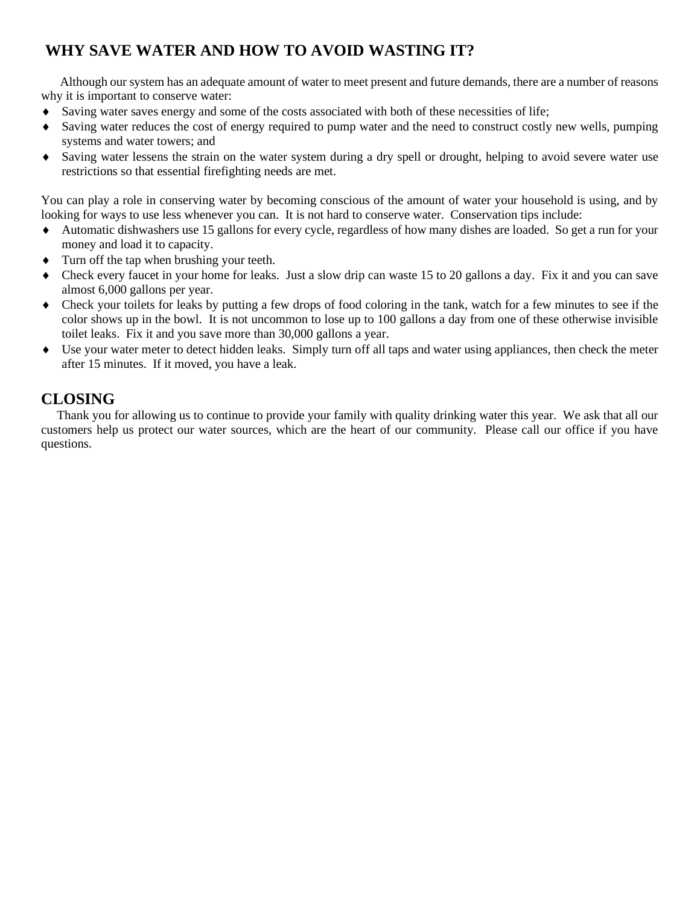## WHY SAVE WATER AND HOW TO AVOID WASTING IT?

Although our system has an adequate amount of water to meet present and future demands, there are a number of reasons why it is important to conserve water:

- Saving water saves energy and some of the costs associated with both of these necessities of life;
- Saving water reduces the cost of energy required to pump water and the need to construct costly new wells, pumping systems and water towers; and
- Saving water lessens the strain on the water system during a dry spell or drought, helping to avoid severe water use restrictions so that essential firefighting needs are met.

You can play a role in conserving water by becoming conscious of the amount of water your household is using, and by looking for ways to use less whenever you can. It is not hard to conserve water. Conservation tips include:

- Automatic dishwashers use 15 gallons for every cycle, regardless of how many dishes are loaded. So get a run for your money and load it to capacity.
- Turn off the tap when brushing your teeth.
- Check every faucet in your home for leaks. Just a slow drip can waste 15 to 20 gallons a day. Fix it and you can save almost 6,000 gallons per year.
- Check your toilets for leaks by putting a few drops of food coloring in the tank, watch for a few minutes to see if the color shows up in the bowl. It is not uncommon to lose up to 100 gallons a day from one of these otherwise invisible toilet leaks. Fix it and you save more than 30,000 gallons a year.
- Use your water meter to detect hidden leaks. Simply turn off all taps and water using appliances, then check the meter after 15 minutes. If it moved, you have a leak.

## CLOSING

Thank you for allowing us to continue to provide your family with quality drinking water this year. We ask that all our customers help us protect our water sources, which are the heart of our community. Please call our office if you have questions.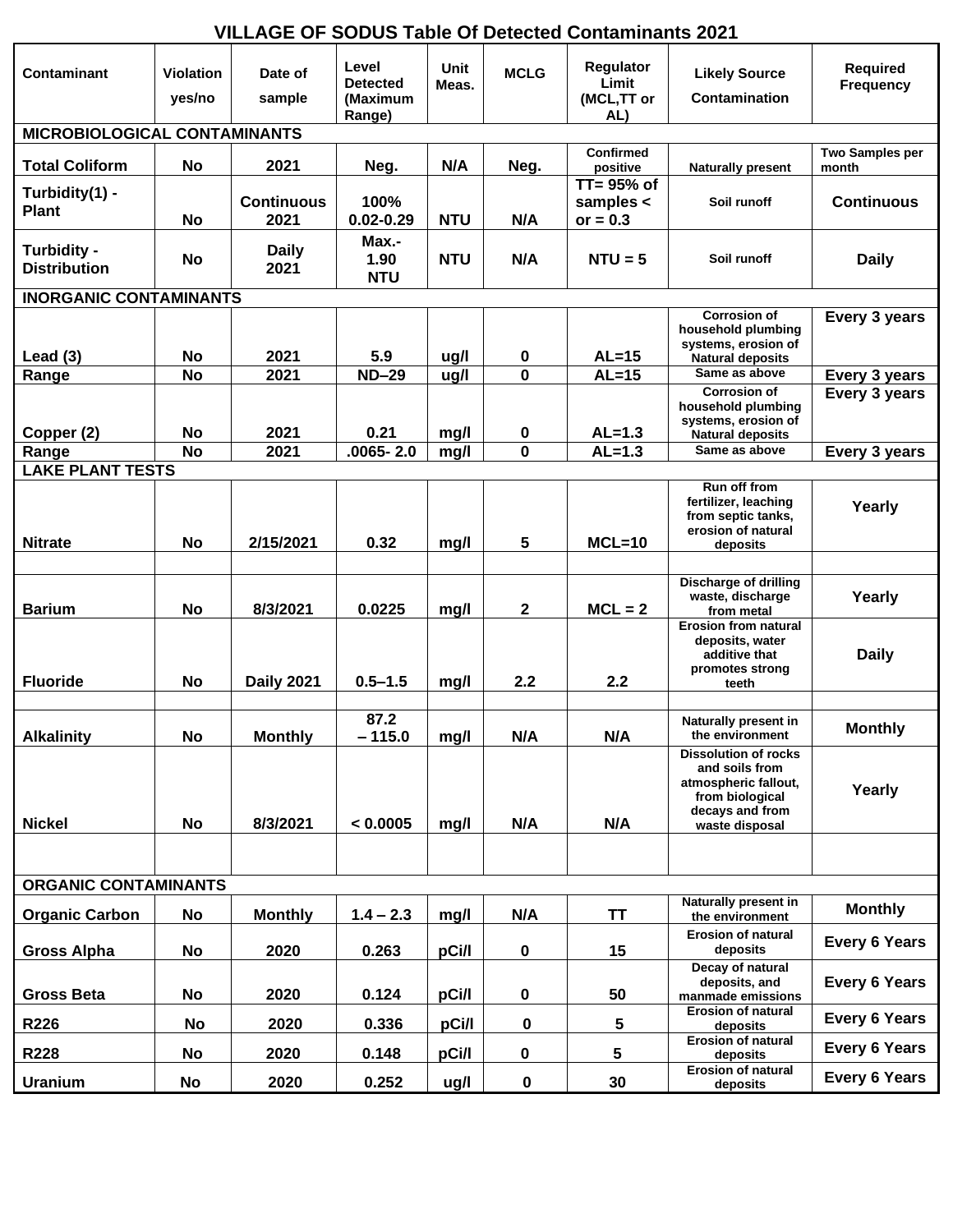## VILLAGE OF SODUS Table Of Detected Contaminants 2021

| Contaminant | Violation yes/no | Date of sample | Level Detected (Maximum Range) | Unit Meas. | MCLG | Regulator Limit (MCL,TT or AL) | Likely Source Contamination | Required Frequency |
|---|---|---|---|---|---|---|---|---|
| **MICROBIOLOGICAL CONTAMINANTS** | | | | | | | | |
| Total Coliform | No | 2021 | Neg. | N/A | Neg. | Confirmed positive | Naturally present | Two Samples per month |
| Turbidity(1) - Plant | No | Continuous 2021 | 100% 0.02-0.29 | NTU | N/A | TT= 95% of samples < or = 0.3 | Soil runoff | Continuous |
| Turbidity - Distribution | No | Daily 2021 | Max.- 1.90 NTU | NTU | N/A | NTU = 5 | Soil runoff | Daily |
| **INORGANIC CONTAMINANTS** | | | | | | | | |
| Lead (3) | No | 2021 | 5.9 | ug/l | 0 | AL=15 | Corrosion of household plumbing systems, erosion of Natural deposits | Every 3 years |
| Range | No | 2021 | ND–29 | ug/l | 0 | AL=15 | Same as above | Every 3 years |
| Copper (2) | No | 2021 | 0.21 | mg/l | 0 | AL=1.3 | Corrosion of household plumbing systems, erosion of Natural deposits | Every 3 years |
| Range | No | 2021 | .0065- 2.0 | mg/l | 0 | AL=1.3 | Same as above | Every 3 years |
| **LAKE PLANT TESTS** | | | | | | | | |
| Nitrate | No | 2/15/2021 | 0.32 | mg/l | 5 | MCL=10 | Run off from fertilizer, leaching from septic tanks, erosion of natural deposits | Yearly |
| | | | | | | | | |
| Barium | No | 8/3/2021 | 0.0225 | mg/l | 2 | MCL = 2 | Discharge of drilling waste, discharge from metal | Yearly |
| Fluoride | No | Daily 2021 | 0.5–1.5 | mg/l | 2.2 | 2.2 | Erosion from natural deposits, water additive that promotes strong teeth | Daily |
| | | | | | | | | |
| Alkalinity | No | Monthly | 87.2 – 115.0 | mg/l | N/A | N/A | Naturally present in the environment | Monthly |
| Nickel | No | 8/3/2021 | < 0.0005 | mg/l | N/A | N/A | Dissolution of rocks and soils from atmospheric fallout, from biological decays and from waste disposal | Yearly |
| | | | | | | | | |
| **ORGANIC CONTAMINANTS** | | | | | | | | |
| Organic Carbon | No | Monthly | 1.4 – 2.3 | mg/l | N/A | TT | Naturally present in the environment | Monthly |
| Gross Alpha | No | 2020 | 0.263 | pCi/l | 0 | 15 | Erosion of natural deposits | Every 6 Years |
| Gross Beta | No | 2020 | 0.124 | pCi/l | 0 | 50 | Decay of natural deposits, and manmade emissions | Every 6 Years |
| R226 | No | 2020 | 0.336 | pCi/l | 0 | 5 | Erosion of natural deposits | Every 6 Years |
| R228 | No | 2020 | 0.148 | pCi/l | 0 | 5 | Erosion of natural deposits | Every 6 Years |
| Uranium | No | 2020 | 0.252 | ug/l | 0 | 30 | Erosion of natural deposits | Every 6 Years |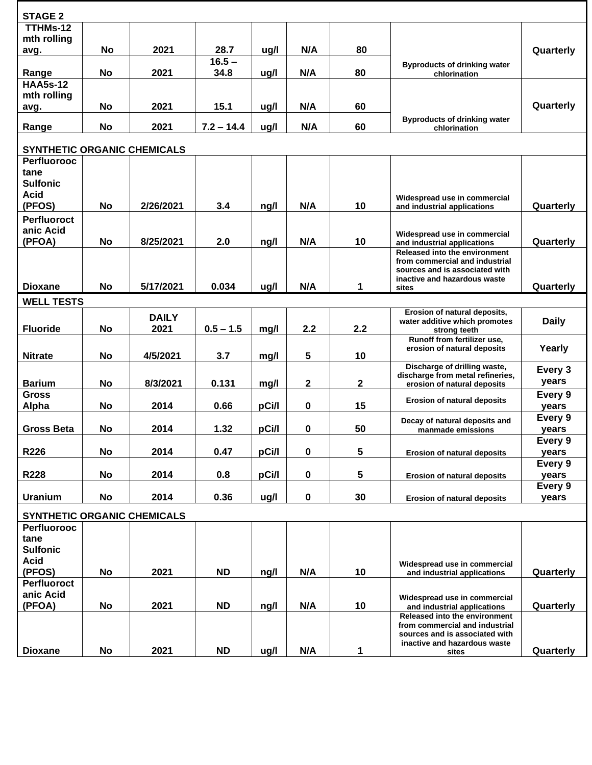| STAGE 2 | | | | | | | | |
|---|---|---|---|---|---|---|---|---|
| TTHMs-12 mth rolling avg. | No | 2021 | 28.7 | ug/l | N/A | 80 | Byproducts of drinking water chlorination | Quarterly |
| Range | No | 2021 | 16.5 – 34.8 | ug/l | N/A | 80 | | |
| HAA5s-12 mth rolling avg. | No | 2021 | 15.1 | ug/l | N/A | 60 | Byproducts of drinking water chlorination | Quarterly |
| Range | No | 2021 | 7.2 – 14.4 | ug/l | N/A | 60 | | |
| **SYNTHETIC ORGANIC CHEMICALS** | | | | | | | | |
| Perfluorooctane Sulfonic Acid (PFOS) | No | 2/26/2021 | 3.4 | ng/l | N/A | 10 | Widespread use in commercial and industrial applications | Quarterly |
| Perfluoroctanic Acid (PFOA) | No | 8/25/2021 | 2.0 | ng/l | N/A | 10 | Widespread use in commercial and industrial applications | Quarterly |
| Dioxane | No | 5/17/2021 | 0.034 | ug/l | N/A | 1 | Released into the environment from commercial and industrial sources and is associated with inactive and hazardous waste sites | Quarterly |
| **WELL TESTS** | | | | | | | | |
| Fluoride | No | DAILY 2021 | 0.5 – 1.5 | mg/l | 2.2 | 2.2 | Erosion of natural deposits, water additive which promotes strong teeth | Daily |
| Nitrate | No | 4/5/2021 | 3.7 | mg/l | 5 | 10 | Runoff from fertilizer use, erosion of natural deposits | Yearly |
| Barium | No | 8/3/2021 | 0.131 | mg/l | 2 | 2 | Discharge of drilling waste, discharge from metal refineries, erosion of natural deposits | Every 3 years |
| Gross Alpha | No | 2014 | 0.66 | pCi/l | 0 | 15 | Erosion of natural deposits | Every 9 years |
| Gross Beta | No | 2014 | 1.32 | pCi/l | 0 | 50 | Decay of natural deposits and manmade emissions | Every 9 years |
| R226 | No | 2014 | 0.47 | pCi/l | 0 | 5 | Erosion of natural deposits | Every 9 years |
| R228 | No | 2014 | 0.8 | pCi/l | 0 | 5 | Erosion of natural deposits | Every 9 years |
| Uranium | No | 2014 | 0.36 | ug/l | 0 | 30 | Erosion of natural deposits | Every 9 years |
| **SYNTHETIC ORGANIC CHEMICALS** | | | | | | | | |
| Perfluorooctane Sulfonic Acid (PFOS) | No | 2021 | ND | ng/l | N/A | 10 | Widespread use in commercial and industrial applications | Quarterly |
| Perfluoroctanic Acid (PFOA) | No | 2021 | ND | ng/l | N/A | 10 | Widespread use in commercial and industrial applications | Quarterly |
| Dioxane | No | 2021 | ND | ug/l | N/A | 1 | Released into the environment from commercial and industrial sources and is associated with inactive and hazardous waste sites | Quarterly |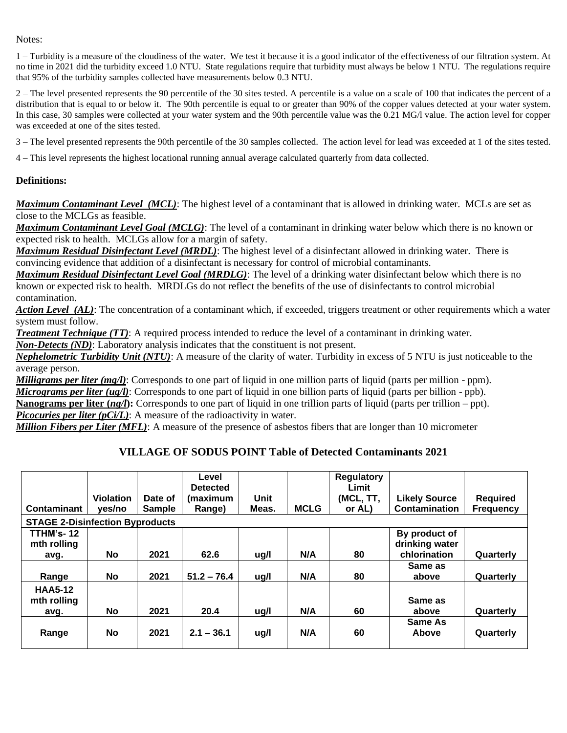Notes:

1 – Turbidity is a measure of the cloudiness of the water. We test it because it is a good indicator of the effectiveness of our filtration system. At no time in 2021 did the turbidity exceed 1.0 NTU. State regulations require that turbidity must always be below 1 NTU. The regulations require that 95% of the turbidity samples collected have measurements below 0.3 NTU.

2 – The level presented represents the 90 percentile of the 30 sites tested. A percentile is a value on a scale of 100 that indicates the percent of a distribution that is equal to or below it. The 90th percentile is equal to or greater than 90% of the copper values detected at your water system. In this case, 30 samples were collected at your water system and the 90th percentile value was the 0.21 MG/l value. The action level for copper was exceeded at one of the sites tested.

3 – The level presented represents the 90th percentile of the 30 samples collected. The action level for lead was exceeded at 1 of the sites tested.

4 – This level represents the highest locational running annual average calculated quarterly from data collected.

**Definitions:**

***Maximum Contaminant Level (MCL)***: The highest level of a contaminant that is allowed in drinking water. MCLs are set as close to the MCLGs as feasible.
***Maximum Contaminant Level Goal (MCLG)***: The level of a contaminant in drinking water below which there is no known or expected risk to health. MCLGs allow for a margin of safety.
***Maximum Residual Disinfectant Level (MRDL)***: The highest level of a disinfectant allowed in drinking water. There is convincing evidence that addition of a disinfectant is necessary for control of microbial contaminants.
***Maximum Residual Disinfectant Level Goal (MRDLG)***: The level of a drinking water disinfectant below which there is no known or expected risk to health. MRDLGs do not reflect the benefits of the use of disinfectants to control microbial contamination.
***Action Level (AL)***: The concentration of a contaminant which, if exceeded, triggers treatment or other requirements which a water system must follow.
***Treatment Technique (TT)***: A required process intended to reduce the level of a contaminant in drinking water.
***Non-Detects (ND)***: Laboratory analysis indicates that the constituent is not present.
***Nephelometric Turbidity Unit (NTU)***: A measure of the clarity of water. Turbidity in excess of 5 NTU is just noticeable to the average person.
***Milligrams per liter (mg/l)***: Corresponds to one part of liquid in one million parts of liquid (parts per million - ppm).
***Micrograms per liter (ug/l)***: Corresponds to one part of liquid in one billion parts of liquid (parts per billion - ppb).
**Nanograms per liter (*ng/l*):** Corresponds to one part of liquid in one trillion parts of liquid (parts per trillion – ppt).
***Picocuries per liter (pCi/L)***: A measure of the radioactivity in water.
***Million Fibers per Liter (MFL)***: A measure of the presence of asbestos fibers that are longer than 10 micrometer

## VILLAGE OF SODUS POINT Table of Detected Contaminants 2021

| Contaminant | Violation yes/no | Date of Sample | Level Detected (maximum Range) | Unit Meas. | MCLG | Regulatory Limit (MCL, TT, or AL) | Likely Source Contamination | Required Frequency |
|---|---|---|---|---|---|---|---|---|
| **STAGE 2-Disinfection Byproducts** | | | | | | | | |
| TTHM's- 12 mth rolling avg. | No | 2021 | 62.6 | ug/l | N/A | 80 | By product of drinking water chlorination | Quarterly |
| Range | No | 2021 | 51.2 – 76.4 | ug/l | N/A | 80 | Same as above | Quarterly |
| HAA5-12 mth rolling avg. | No | 2021 | 20.4 | ug/l | N/A | 60 | Same as above | Quarterly |
| Range | No | 2021 | 2.1 – 36.1 | ug/l | N/A | 60 | Same As Above | Quarterly |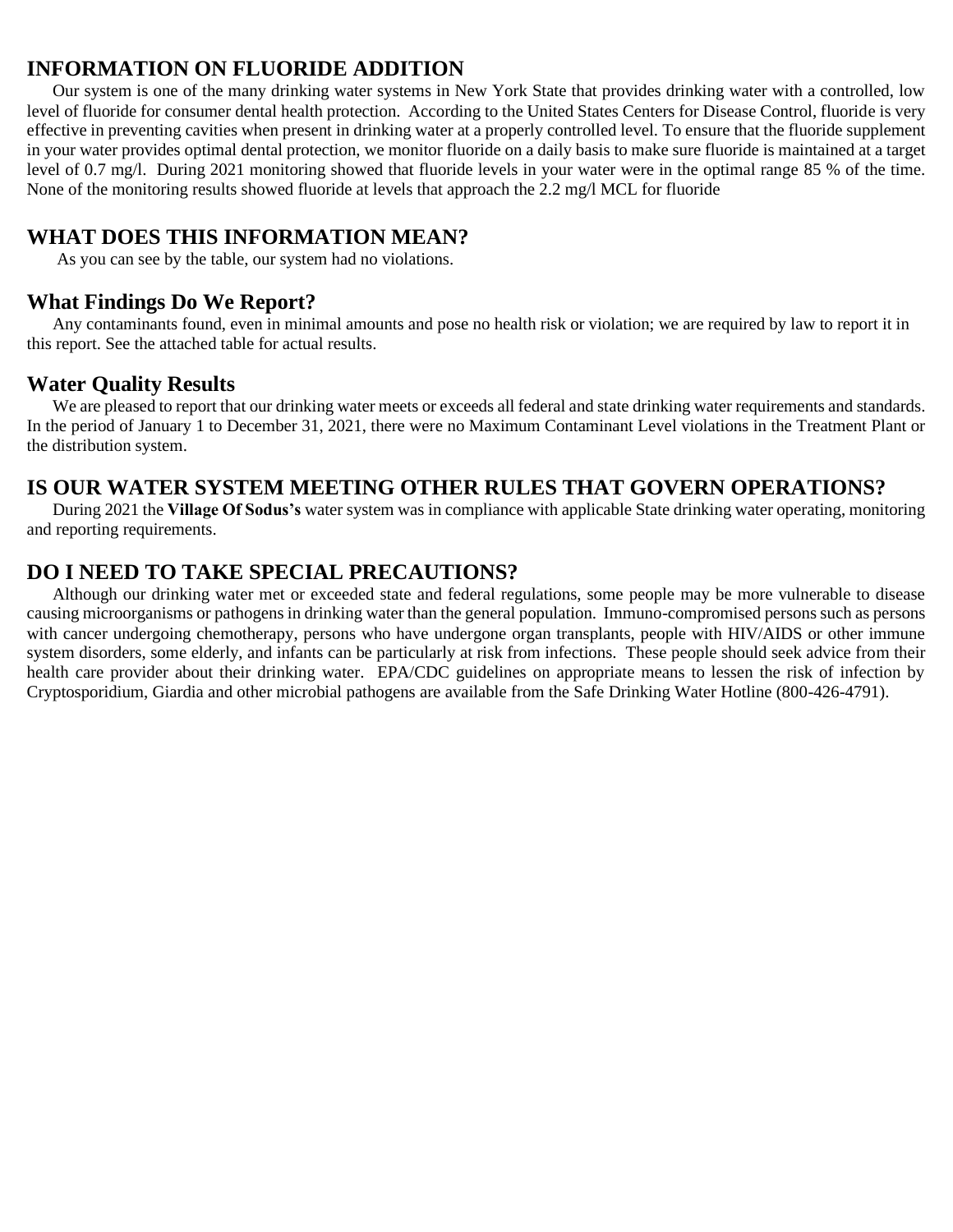## INFORMATION ON FLUORIDE ADDITION

Our system is one of the many drinking water systems in New York State that provides drinking water with a controlled, low level of fluoride for consumer dental health protection. According to the United States Centers for Disease Control, fluoride is very effective in preventing cavities when present in drinking water at a properly controlled level. To ensure that the fluoride supplement in your water provides optimal dental protection, we monitor fluoride on a daily basis to make sure fluoride is maintained at a target level of 0.7 mg/l. During 2021 monitoring showed that fluoride levels in your water were in the optimal range 85 % of the time. None of the monitoring results showed fluoride at levels that approach the 2.2 mg/l MCL for fluoride

## WHAT DOES THIS INFORMATION MEAN?

As you can see by the table, our system had no violations.

## What Findings Do We Report?

Any contaminants found, even in minimal amounts and pose no health risk or violation; we are required by law to report it in this report. See the attached table for actual results.

## Water Quality Results

We are pleased to report that our drinking water meets or exceeds all federal and state drinking water requirements and standards. In the period of January 1 to December 31, 2021, there were no Maximum Contaminant Level violations in the Treatment Plant or the distribution system.

## IS OUR WATER SYSTEM MEETING OTHER RULES THAT GOVERN OPERATIONS?

During 2021 the **Village Of Sodus's** water system was in compliance with applicable State drinking water operating, monitoring and reporting requirements.

## DO I NEED TO TAKE SPECIAL PRECAUTIONS?

Although our drinking water met or exceeded state and federal regulations, some people may be more vulnerable to disease causing microorganisms or pathogens in drinking water than the general population. Immuno-compromised persons such as persons with cancer undergoing chemotherapy, persons who have undergone organ transplants, people with HIV/AIDS or other immune system disorders, some elderly, and infants can be particularly at risk from infections. These people should seek advice from their health care provider about their drinking water. EPA/CDC guidelines on appropriate means to lessen the risk of infection by Cryptosporidium, Giardia and other microbial pathogens are available from the Safe Drinking Water Hotline (800-426-4791).